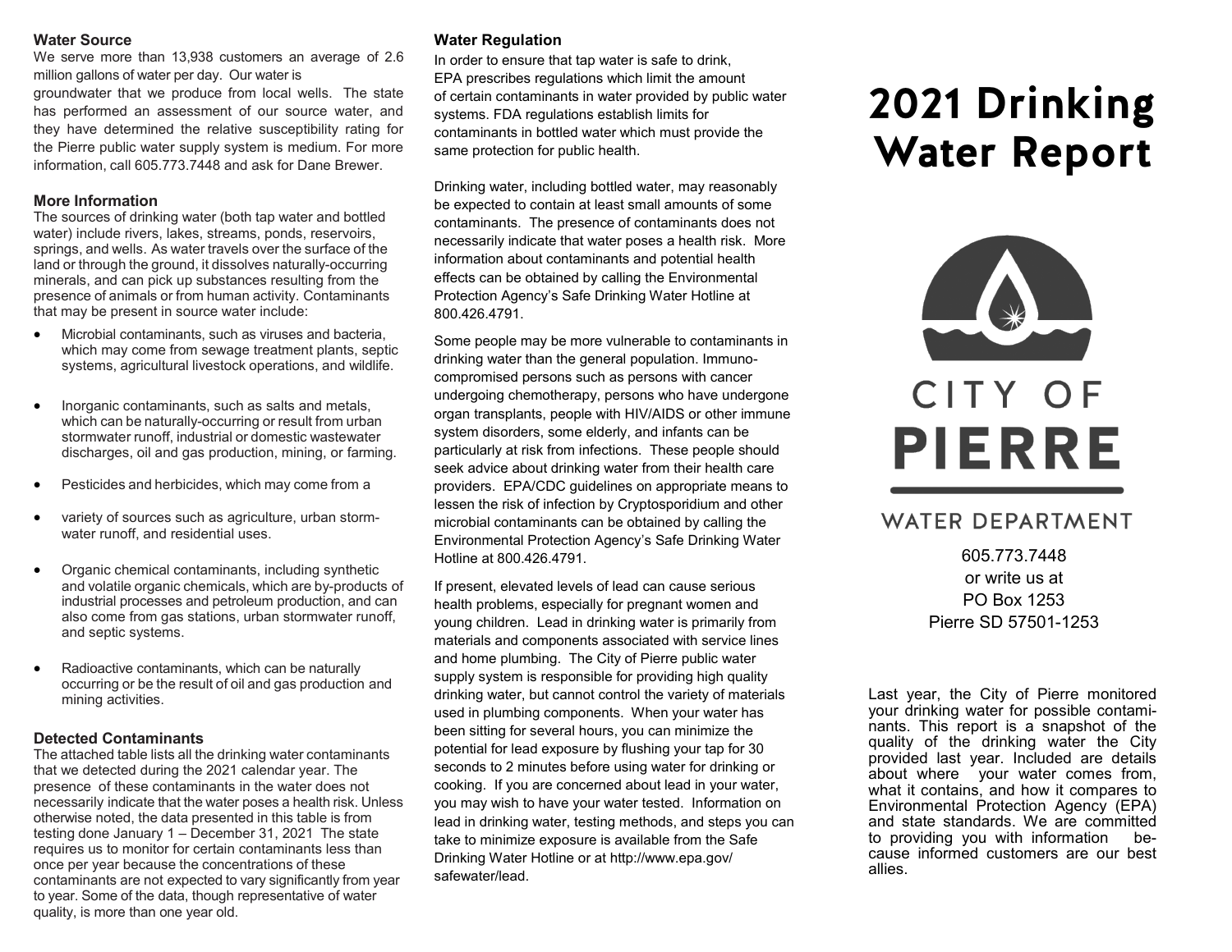### Water Source

We serve more than 13,938 customers an average of 2.6 million gallons of water per day. Our water is groundwater that we produce from local wells. The state has performed an assessment of our source water, and they have determined the relative susceptibility rating for the Pierre public water supply system is medium. For more information, call 605.773.7448 and ask for Dane Brewer.

### More Information

The sources of drinking water (both tap water and bottled water) include rivers, lakes, streams, ponds, reservoirs, springs, and wells. As water travels over the surface of the land or through the ground, it dissolves naturally-occurring minerals, and can pick up substances resulting from the presence of animals or from human activity. Contaminants that may be present in source water include:

- Microbial contaminants, such as viruses and bacteria, which may come from sewage treatment plants, septic systems, agricultural livestock operations, and wildlife.
- Inorganic contaminants, such as salts and metals, which can be naturally-occurring or result from urban stormwater runoff, industrial or domestic wastewater discharges, oil and gas production, mining, or farming.
- Pesticides and herbicides, which may come from a
- variety of sources such as agriculture, urban storm-water runoff, and residential uses.
- Organic chemical contaminants, including synthetic and volatile organic chemicals, which are by-products of industrial processes and petroleum production, and can also come from gas stations, urban stormwater runoff, and septic systems.
- Radioactive contaminants, which can be naturally occurring or be the result of oil and gas production and mining activities.

### Detected Contaminants

The attached table lists all the drinking water contaminants that we detected during the 2021 calendar year. The presence of these contaminants in the water does not necessarily indicate that the water poses a health risk. Unless otherwise noted, the data presented in this table is from testing done January 1 – December 31, 2021 The state requires us to monitor for certain contaminants less than once per year because the concentrations of these contaminants are not expected to vary significantly from year to year. Some of the data, though representative of water quality, is more than one year old.

### Water Regulation

In order to ensure that tap water is safe to drink, EPA prescribes regulations which limit the amount of certain contaminants in water provided by public water systems. FDA regulations establish limits for contaminants in bottled water which must provide the same protection for public health.

Drinking water, including bottled water, may reasonably be expected to contain at least small amounts of some contaminants. The presence of contaminants does not necessarily indicate that water poses a health risk. More information about contaminants and potential health effects can be obtained by calling the Environmental Protection Agency's Safe Drinking Water Hotline at 800.426.4791.

Some people may be more vulnerable to contaminants in drinking water than the general population. Immuno-compromised persons such as persons with cancer undergoing chemotherapy, persons who have undergone organ transplants, people with HIV/AIDS or other immune system disorders, some elderly, and infants can be particularly at risk from infections. These people should seek advice about drinking water from their health care providers. EPA/CDC guidelines on appropriate means to lessen the risk of infection by Cryptosporidium and other microbial contaminants can be obtained by calling the Environmental Protection Agency's Safe Drinking Water Hotline at 800.426.4791.

If present, elevated levels of lead can cause serious health problems, especially for pregnant women and young children. Lead in drinking water is primarily from materials and components associated with service lines and home plumbing. The City of Pierre public water supply system is responsible for providing high quality drinking water, but cannot control the variety of materials used in plumbing components. When your water has been sitting for several hours, you can minimize the potential for lead exposure by flushing your tap for 30 seconds to 2 minutes before using water for drinking or cooking. If you are concerned about lead in your water, you may wish to have your water tested. Information on lead in drinking water, testing methods, and steps you can take to minimize exposure is available from the Safe Drinking Water Hotline or at http://www.epa.gov/safewater/lead.

# 2021 Drinking Water Report

CITY OF **PIERRE**

WATER DEPARTMENT

605.773.7448
or write us at
PO Box 1253
Pierre SD 57501-1253

Last year, the City of Pierre monitored your drinking water for possible contaminants. This report is a snapshot of the quality of the drinking water the City provided last year. Included are details about where your water comes from, what it contains, and how it compares to Environmental Protection Agency (EPA) and state standards. We are committed to providing you with information because informed customers are our best allies.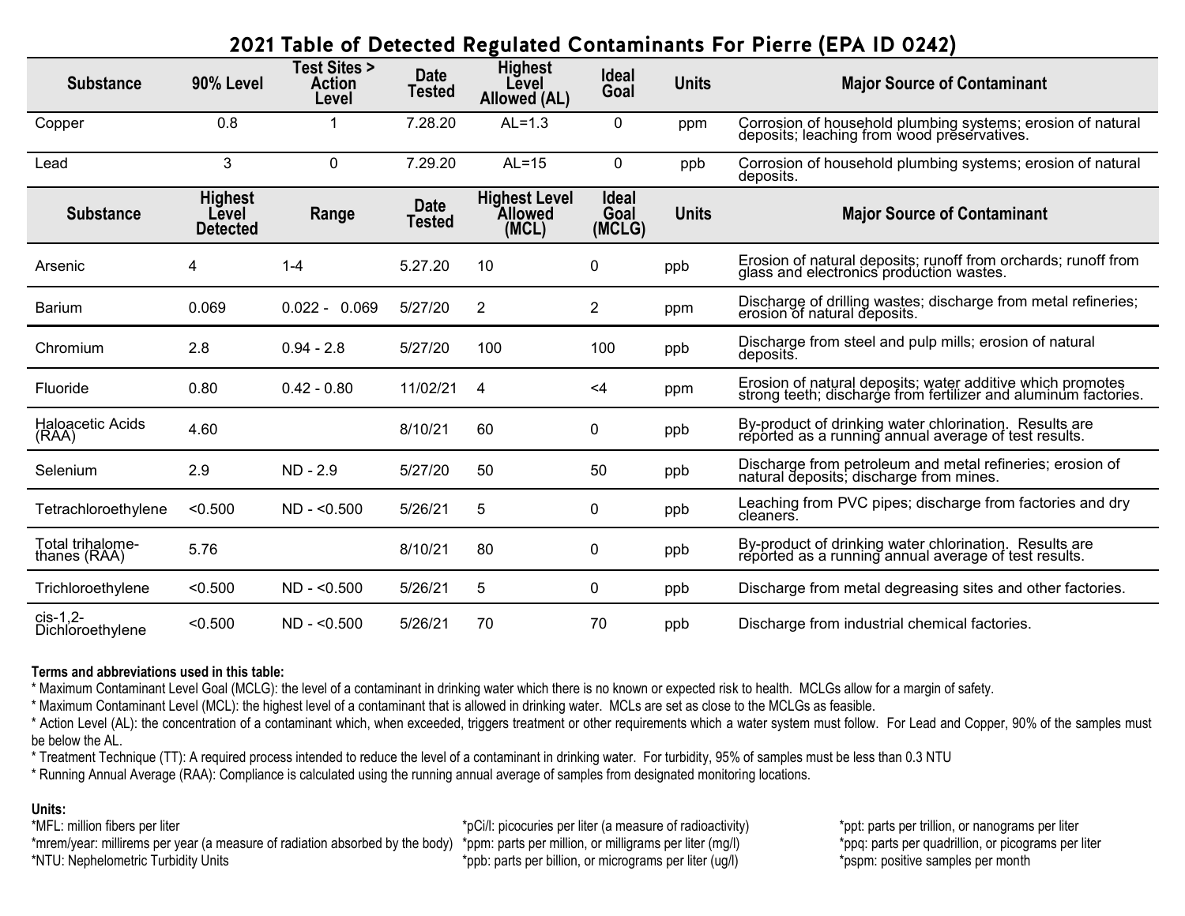# 2021 Table of Detected Regulated Contaminants For Pierre (EPA ID 0242)

| Substance | 90% Level | Test Sites > Action Level | Date Tested | Highest Level Allowed (AL) | Ideal Goal | Units | Major Source of Contaminant |
|---|---|---|---|---|---|---|---|
| Copper | 0.8 | 1 | 7.28.20 | AL=1.3 | 0 | ppm | Corrosion of household plumbing systems; erosion of natural deposits; leaching from wood preservatives. |
| Lead | 3 | 0 | 7.29.20 | AL=15 | 0 | ppb | Corrosion of household plumbing systems; erosion of natural deposits. |
| **Substance** | **Highest Level Detected** | **Range** | **Date Tested** | **Highest Level Allowed (MCL)** | **Ideal Goal (MCLG)** | **Units** | **Major Source of Contaminant** |
| Arsenic | 4 | 1-4 | 5.27.20 | 10 | 0 | ppb | Erosion of natural deposits; runoff from orchards; runoff from glass and electronics production wastes. |
| Barium | 0.069 | 0.022 - 0.069 | 5/27/20 | 2 | 2 | ppm | Discharge of drilling wastes; discharge from metal refineries; erosion of natural deposits. |
| Chromium | 2.8 | 0.94 - 2.8 | 5/27/20 | 100 | 100 | ppb | Discharge from steel and pulp mills; erosion of natural deposits. |
| Fluoride | 0.80 | 0.42 - 0.80 | 11/02/21 | 4 | <4 | ppm | Erosion of natural deposits; water additive which promotes strong teeth; discharge from fertilizer and aluminum factories. |
| Haloacetic Acids (RAA) | 4.60 | | 8/10/21 | 60 | 0 | ppb | By-product of drinking water chlorination. Results are reported as a running annual average of test results. |
| Selenium | 2.9 | ND - 2.9 | 5/27/20 | 50 | 50 | ppb | Discharge from petroleum and metal refineries; erosion of natural deposits; discharge from mines. |
| Tetrachloroethylene | <0.500 | ND - <0.500 | 5/26/21 | 5 | 0 | ppb | Leaching from PVC pipes; discharge from factories and dry cleaners. |
| Total trihalomethanes (RAA) | 5.76 | | 8/10/21 | 80 | 0 | ppb | By-product of drinking water chlorination. Results are reported as a running annual average of test results. |
| Trichloroethylene | <0.500 | ND - <0.500 | 5/26/21 | 5 | 0 | ppb | Discharge from metal degreasing sites and other factories. |
| cis-1,2-Dichloroethylene | <0.500 | ND - <0.500 | 5/26/21 | 70 | 70 | ppb | Discharge from industrial chemical factories. |

**Terms and abbreviations used in this table:**

* Maximum Contaminant Level Goal (MCLG): the level of a contaminant in drinking water which there is no known or expected risk to health. MCLGs allow for a margin of safety.
* Maximum Contaminant Level (MCL): the highest level of a contaminant that is allowed in drinking water. MCLs are set as close to the MCLGs as feasible.
* Action Level (AL): the concentration of a contaminant which, when exceeded, triggers treatment or other requirements which a water system must follow. For Lead and Copper, 90% of the samples must be below the AL.
* Treatment Technique (TT): A required process intended to reduce the level of a contaminant in drinking water. For turbidity, 95% of samples must be less than 0.3 NTU
* Running Annual Average (RAA): Compliance is calculated using the running annual average of samples from designated monitoring locations.

**Units:**

*MFL: million fibers per liter
*mrem/year: millirems per year (a measure of radiation absorbed by the body)
*NTU: Nephelometric Turbidity Units
*pCi/l: picocuries per liter (a measure of radioactivity)
*ppm: parts per million, or milligrams per liter (mg/l)
*ppb: parts per billion, or micrograms per liter (ug/l)
*ppt: parts per trillion, or nanograms per liter
*ppq: parts per quadrillion, or picograms per liter
*pspm: positive samples per month